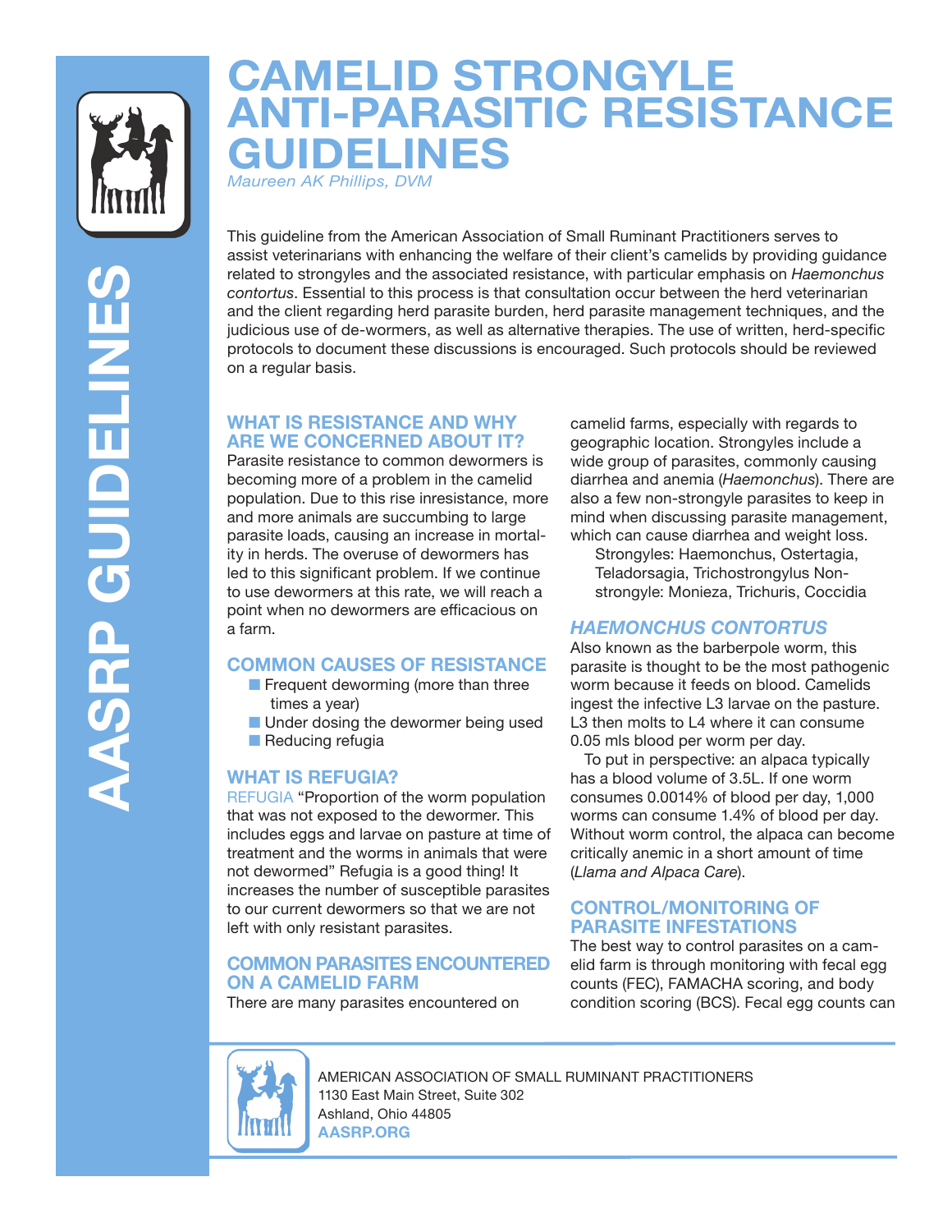# CAMELID STRONGYLE ANTI-PARASITIC RESISTANCE GUIDELINES

*Maureen AK Phillips, DVM*

This guideline from the American Association of Small Ruminant Practitioners serves to assist veterinarians with enhancing the welfare of their client's camelids by providing guidance related to strongyles and the associated resistance, with particular emphasis on *Haemonchus contortus*. Essential to this process is that consultation occur between the herd veterinarian and the client regarding herd parasite burden, herd parasite management techniques, and the judicious use of de-wormers, as well as alternative therapies. The use of written, herd-specific protocols to document these discussions is encouraged. Such protocols should be reviewed on a regular basis.

## WHAT IS RESISTANCE AND WHY ARE WE CONCERNED ABOUT IT?

Parasite resistance to common dewormers is becoming more of a problem in the camelid population. Due to this rise inresistance, more and more animals are succumbing to large parasite loads, causing an increase in mortality in herds. The overuse of dewormers has led to this significant problem. If we continue to use dewormers at this rate, we will reach a point when no dewormers are efficacious on a farm.

## COMMON CAUSES OF RESISTANCE

- Frequent deworming (more than three times a year)
- Under dosing the dewormer being used
- Reducing refugia

## WHAT IS REFUGIA?

REFUGIA "Proportion of the worm population that was not exposed to the dewormer. This includes eggs and larvae on pasture at time of treatment and the worms in animals that were not dewormed" Refugia is a good thing! It increases the number of susceptible parasites to our current dewormers so that we are not left with only resistant parasites.

## COMMON PARASITES ENCOUNTERED ON A CAMELID FARM

There are many parasites encountered on camelid farms, especially with regards to geographic location. Strongyles include a wide group of parasites, commonly causing diarrhea and anemia (*Haemonchus*). There are also a few non-strongyle parasites to keep in mind when discussing parasite management, which can cause diarrhea and weight loss.

Strongyles: Haemonchus, Ostertagia, Teladorsagia, Trichostrongylus Non-strongyle: Monieza, Trichuris, Coccidia

## *HAEMONCHUS CONTORTUS*

Also known as the barberpole worm, this parasite is thought to be the most pathogenic worm because it feeds on blood. Camelids ingest the infective L3 larvae on the pasture. L3 then molts to L4 where it can consume 0.05 mls blood per worm per day.

To put in perspective: an alpaca typically has a blood volume of 3.5L. If one worm consumes 0.0014% of blood per day, 1,000 worms can consume 1.4% of blood per day. Without worm control, the alpaca can become critically anemic in a short amount of time (*Llama and Alpaca Care*).

## CONTROL/MONITORING OF PARASITE INFESTATIONS

The best way to control parasites on a camelid farm is through monitoring with fecal egg counts (FEC), FAMACHA scoring, and body condition scoring (BCS). Fecal egg counts can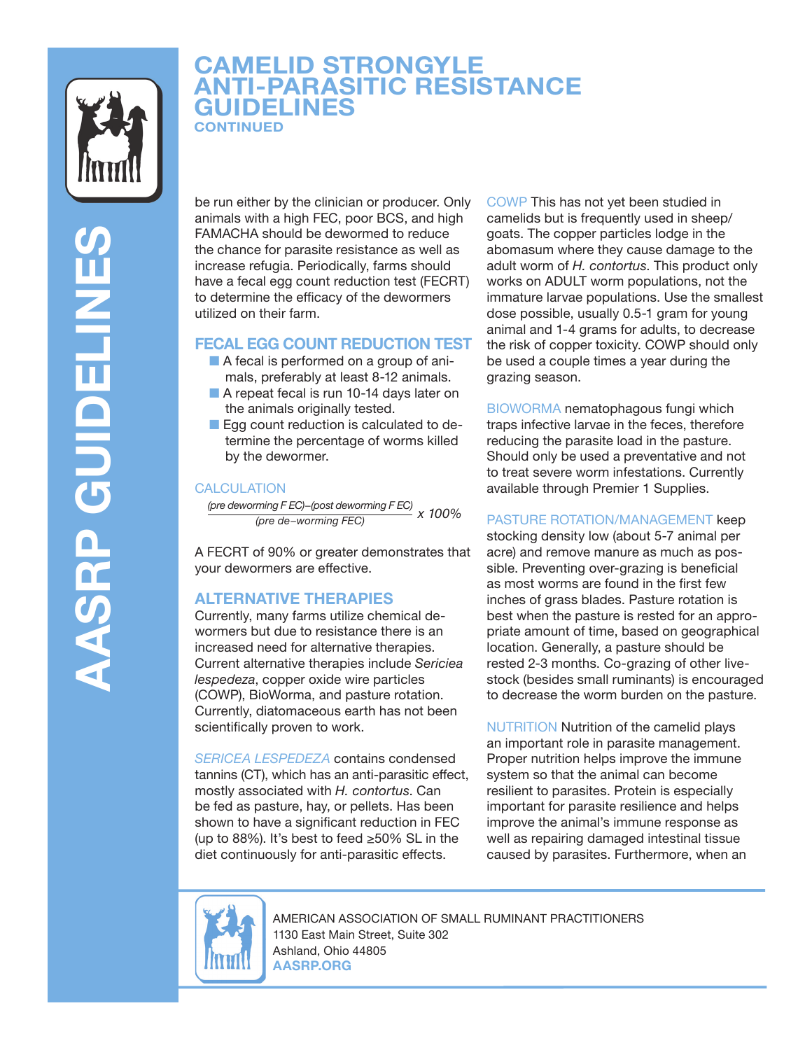# CAMELID STRONGYLE ANTI-PARASITIC RESISTANCE GUIDELINES

CONTINUED

be run either by the clinician or producer. Only animals with a high FEC, poor BCS, and high FAMACHA should be dewormed to reduce the chance for parasite resistance as well as increase refugia. Periodically, farms should have a fecal egg count reduction test (FECRT) to determine the efficacy of the dewormers utilized on their farm.

## FECAL EGG COUNT REDUCTION TEST

- A fecal is performed on a group of animals, preferably at least 8-12 animals.
- A repeat fecal is run 10-14 days later on the animals originally tested.
- Egg count reduction is calculated to determine the percentage of worms killed by the deworming.

### CALCULATION

$$\frac{(\text{pre deworming F EC}) - (\text{post deworming F EC})}{(\text{pre de-worming FEC})} \times 100\%$$

A FECRT of 90% or greater demonstrates that your dewormers are effective.

## ALTERNATIVE THERAPIES

Currently, many farms utilize chemical dewormers but due to resistance there is an increased need for alternative therapies. Current alternative therapies include *Sericiea lespedeza*, copper oxide wire particles (COWP), BioWorma, and pasture rotation. Currently, diatomaceous earth has not been scientifically proven to work.

*SERICEA LESPEDEZA* contains condensed tannins (CT), which has an anti-parasitic effect, mostly associated with *H. contortus*. Can be fed as pasture, hay, or pellets. Has been shown to have a significant reduction in FEC (up to 88%). It's best to feed ≥50% SL in the diet continuously for anti-parasitic effects.

COWP This has not yet been studied in camelids but is frequently used in sheep/goats. The copper particles lodge in the abomasum where they cause damage to the adult worm of *H. contortus*. This product only works on ADULT worm populations, not the immature larvae populations. Use the smallest dose possible, usually 0.5-1 gram for young animal and 1-4 grams for adults, to decrease the risk of copper toxicity. COWP should only be used a couple times a year during the grazing season.

BIOWORMA nematophagous fungi which traps infective larvae in the feces, therefore reducing the parasite load in the pasture. Should only be used a preventative and not to treat severe worm infestations. Currently available through Premier 1 Supplies.

PASTURE ROTATION/MANAGEMENT keep stocking density low (about 5-7 animal per acre) and remove manure as much as possible. Preventing over-grazing is beneficial as most worms are found in the first few inches of grass blades. Pasture rotation is best when the pasture is rested for an appropriate amount of time, based on geographical location. Generally, a pasture should be rested 2-3 months. Co-grazing of other livestock (besides small ruminants) is encouraged to decrease the worm burden on the pasture.

NUTRITION Nutrition of the camelid plays an important role in parasite management. Proper nutrition helps improve the immune system so that the animal can become resilient to parasites. Protein is especially important for parasite resilience and helps improve the animal's immune response as well as repairing damaged intestinal tissue caused by parasites. Furthermore, when an

AMERICAN ASSOCIATION OF SMALL RUMINANT PRACTITIONERS
1130 East Main Street, Suite 302
Ashland, Ohio 44805
**AASRP.ORG**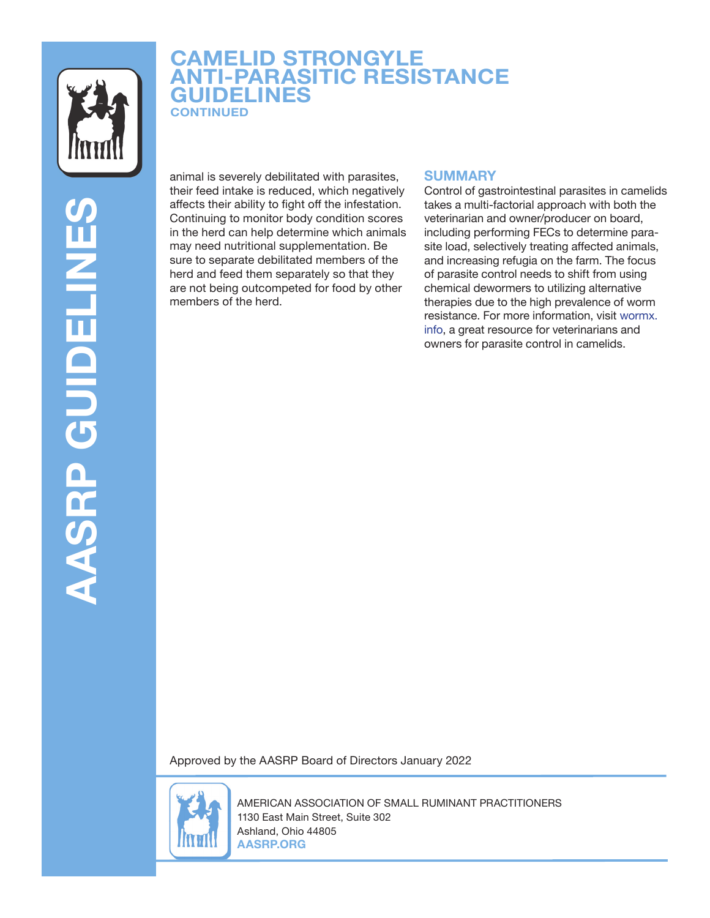# CAMELID STRONGYLE ANTI-PARASITIC RESISTANCE GUIDELINES

### CONTINUED

animal is severely debilitated with parasites, their feed intake is reduced, which negatively affects their ability to fight off the infestation. Continuing to monitor body condition scores in the herd can help determine which animals may need nutritional supplementation. Be sure to separate debilitated members of the herd and feed them separately so that they are not being outcompeted for food by other members of the herd.

## SUMMARY

Control of gastrointestinal parasites in camelids takes a multi-factorial approach with both the veterinarian and owner/producer on board, including performing FECs to determine parasite load, selectively treating affected animals, and increasing refugia on the farm. The focus of parasite control needs to shift from using chemical dewormers to utilizing alternative therapies due to the high prevalence of worm resistance. For more information, visit wormx.info, a great resource for veterinarians and owners for parasite control in camelids.

Approved by the AASRP Board of Directors January 2022

AMERICAN ASSOCIATION OF SMALL RUMINANT PRACTITIONERS
1130 East Main Street, Suite 302
Ashland, Ohio 44805
**AASRP.ORG**